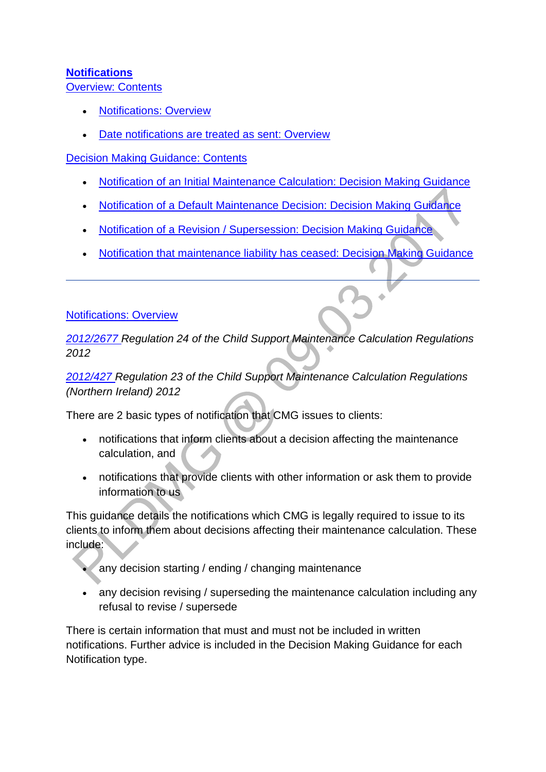# Notifications

## Overview: Contents

- Notifications: Overview
- Date notifications are treated as sent: Overview

## Decision Making Guidance: Contents

- Notification of an Initial Maintenance Calculation: Decision Making Guidance
- Notification of a Default Maintenance Decision: Decision Making Guidance
- Notification of a Revision / Supersession: Decision Making Guidance
- Notification that maintenance liability has ceased: Decision Making Guidance

---

## Notifications: Overview

*2012/2677 Regulation 24 of the Child Support Maintenance Calculation Regulations 2012*

*2012/427 Regulation 23 of the Child Support Maintenance Calculation Regulations (Northern Ireland) 2012*

There are 2 basic types of notification that CMG issues to clients:

- notifications that inform clients about a decision affecting the maintenance calculation, and
- notifications that provide clients with other information or ask them to provide information to us

This guidance details the notifications which CMG is legally required to issue to its clients to inform them about decisions affecting their maintenance calculation. These include:

- any decision starting / ending / changing maintenance
- any decision revising / superseding the maintenance calculation including any refusal to revise / supersede

There is certain information that must and must not be included in written notifications. Further advice is included in the Decision Making Guidance for each Notification type.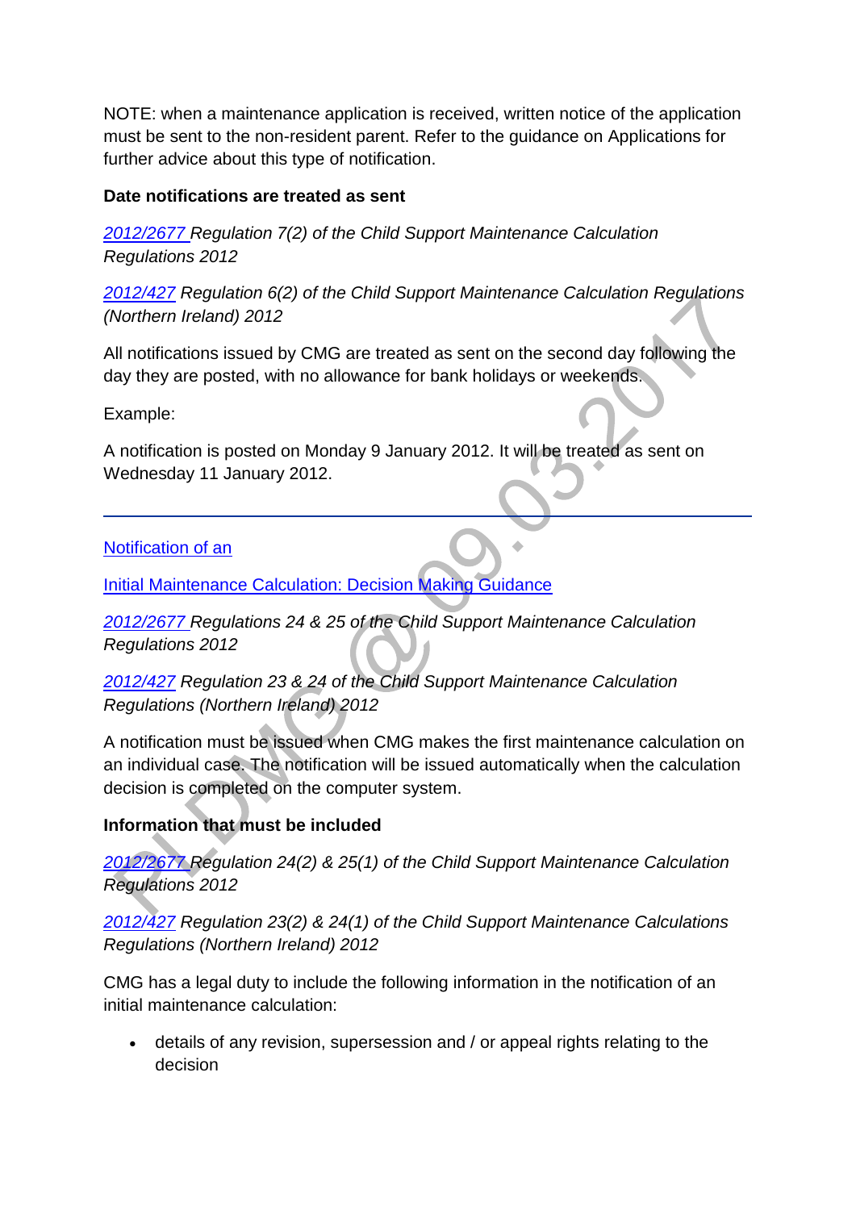NOTE: when a maintenance application is received, written notice of the application must be sent to the non-resident parent. Refer to the guidance on Applications for further advice about this type of notification.

**Date notifications are treated as sent**

*2012/2677 Regulation 7(2) of the Child Support Maintenance Calculation Regulations 2012*

*2012/427 Regulation 6(2) of the Child Support Maintenance Calculation Regulations (Northern Ireland) 2012*

All notifications issued by CMG are treated as sent on the second day following the day they are posted, with no allowance for bank holidays or weekends.

Example:

A notification is posted on Monday 9 January 2012. It will be treated as sent on Wednesday 11 January 2012.

---

Notification of an

Initial Maintenance Calculation: Decision Making Guidance

*2012/2677 Regulations 24 & 25 of the Child Support Maintenance Calculation Regulations 2012*

*2012/427 Regulation 23 & 24 of the Child Support Maintenance Calculation Regulations (Northern Ireland) 2012*

A notification must be issued when CMG makes the first maintenance calculation on an individual case. The notification will be issued automatically when the calculation decision is completed on the computer system.

**Information that must be included**

*2012/2677 Regulation 24(2) & 25(1) of the Child Support Maintenance Calculation Regulations 2012*

*2012/427 Regulation 23(2) & 24(1) of the Child Support Maintenance Calculations Regulations (Northern Ireland) 2012*

CMG has a legal duty to include the following information in the notification of an initial maintenance calculation:

- details of any revision, supersession and / or appeal rights relating to the decision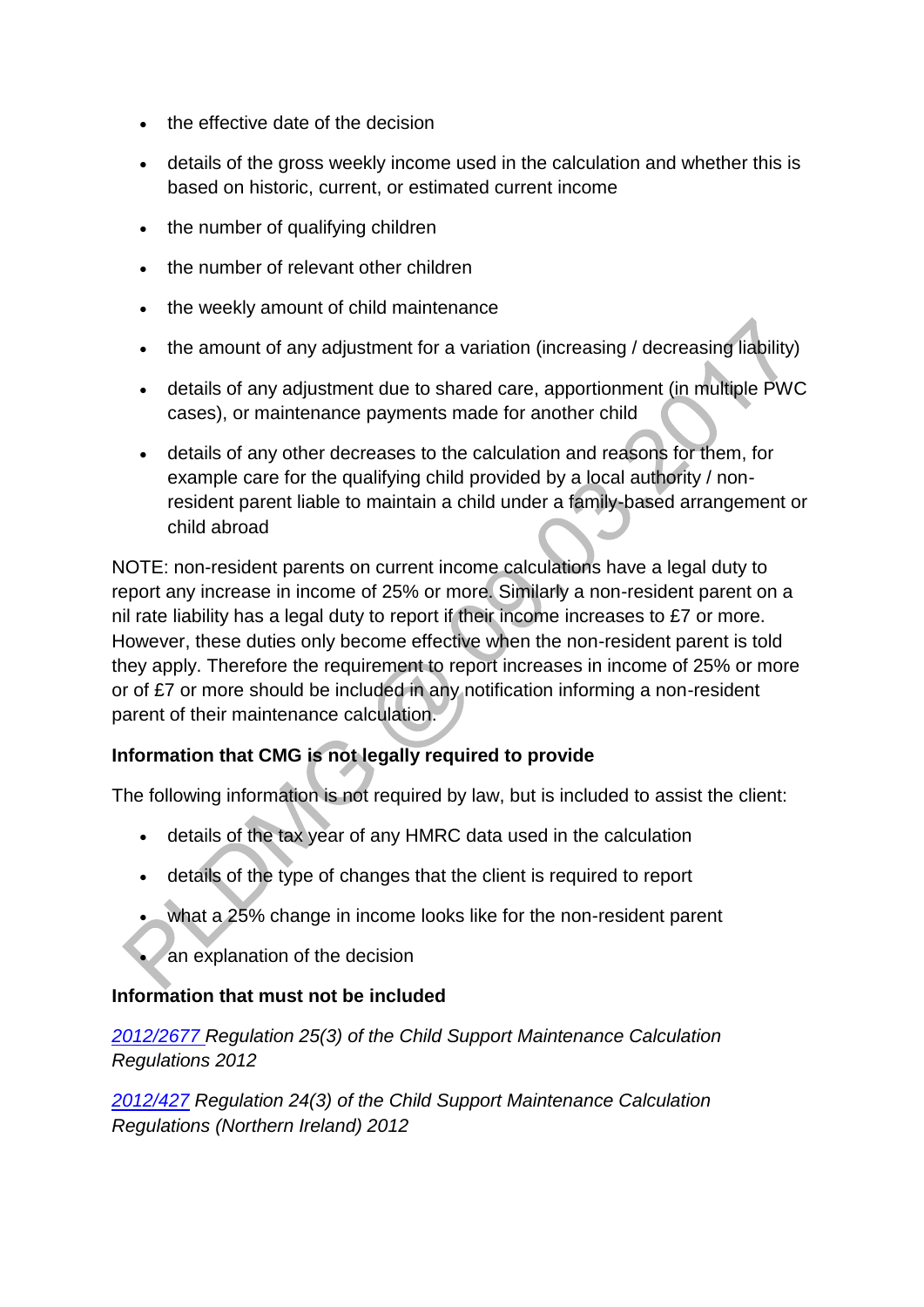- the effective date of the decision
- details of the gross weekly income used in the calculation and whether this is based on historic, current, or estimated current income
- the number of qualifying children
- the number of relevant other children
- the weekly amount of child maintenance
- the amount of any adjustment for a variation (increasing / decreasing liability)
- details of any adjustment due to shared care, apportionment (in multiple PWC cases), or maintenance payments made for another child
- details of any other decreases to the calculation and reasons for them, for example care for the qualifying child provided by a local authority / non-resident parent liable to maintain a child under a family-based arrangement or child abroad

NOTE: non-resident parents on current income calculations have a legal duty to report any increase in income of 25% or more. Similarly a non-resident parent on a nil rate liability has a legal duty to report if their income increases to £7 or more. However, these duties only become effective when the non-resident parent is told they apply. Therefore the requirement to report increases in income of 25% or more or of £7 or more should be included in any notification informing a non-resident parent of their maintenance calculation.

**Information that CMG is not legally required to provide**

The following information is not required by law, but is included to assist the client:

- details of the tax year of any HMRC data used in the calculation
- details of the type of changes that the client is required to report
- what a 25% change in income looks like for the non-resident parent
- an explanation of the decision

**Information that must not be included**

*2012/2677 Regulation 25(3) of the Child Support Maintenance Calculation Regulations 2012*

*2012/427 Regulation 24(3) of the Child Support Maintenance Calculation Regulations (Northern Ireland) 2012*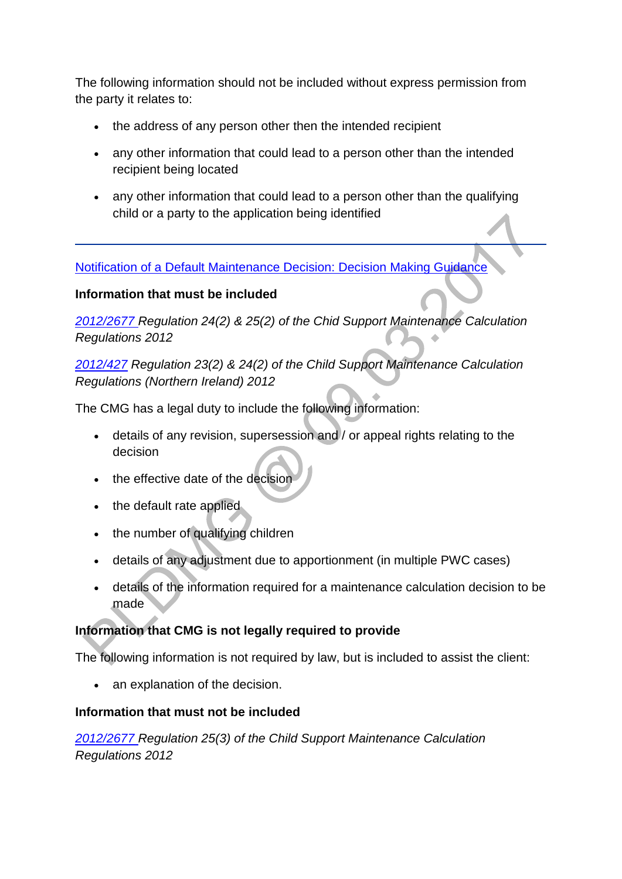The following information should not be included without express permission from the party it relates to:

- the address of any person other then the intended recipient
- any other information that could lead to a person other than the intended recipient being located
- any other information that could lead to a person other than the qualifying child or a party to the application being identified

---

[Notification of a Default Maintenance Decision: Decision Making Guidance]()

**Information that must be included**

*[2012/2677]() Regulation 24(2) & 25(2) of the Child Support Maintenance Calculation Regulations 2012*

*[2012/427]() Regulation 23(2) & 24(2) of the Child Support Maintenance Calculation Regulations (Northern Ireland) 2012*

The CMG has a legal duty to include the following information:

- details of any revision, supersession and / or appeal rights relating to the decision
- the effective date of the decision
- the default rate applied
- the number of qualifying children
- details of any adjustment due to apportionment (in multiple PWC cases)
- details of the information required for a maintenance calculation decision to be made

**Information that CMG is not legally required to provide**

The following information is not required by law, but is included to assist the client:

- an explanation of the decision.

**Information that must not be included**

*[2012/2677]() Regulation 25(3) of the Child Support Maintenance Calculation Regulations 2012*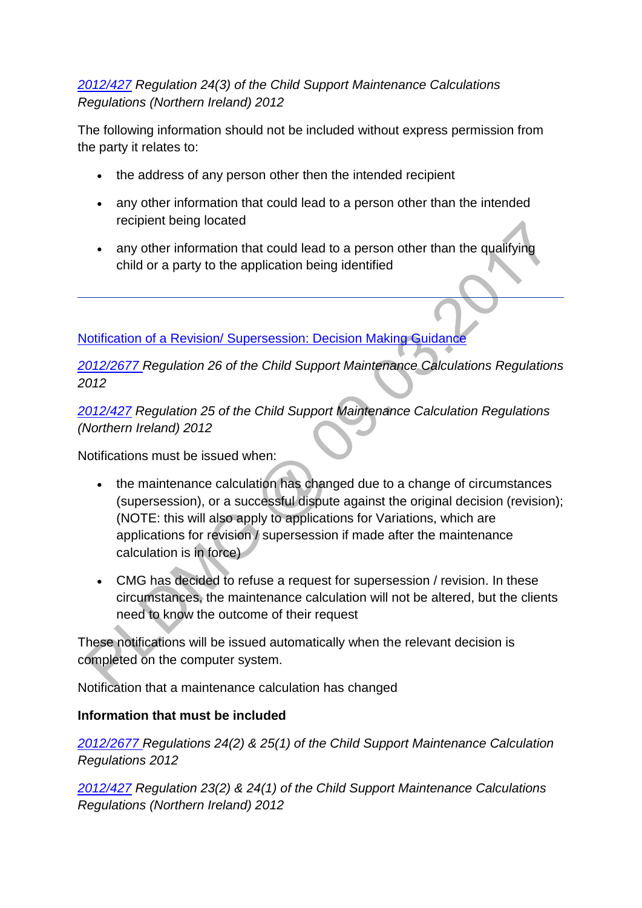*2012/427 Regulation 24(3) of the Child Support Maintenance Calculations Regulations (Northern Ireland) 2012*

The following information should not be included without express permission from the party it relates to:

- the address of any person other then the intended recipient
- any other information that could lead to a person other than the intended recipient being located
- any other information that could lead to a person other than the qualifying child or a party to the application being identified

---

Notification of a Revision/ Supersession: Decision Making Guidance

*2012/2677 Regulation 26 of the Child Support Maintenance Calculations Regulations 2012*

*2012/427 Regulation 25 of the Child Support Maintenance Calculation Regulations (Northern Ireland) 2012*

Notifications must be issued when:

- the maintenance calculation has changed due to a change of circumstances (supersession), or a successful dispute against the original decision (revision); (NOTE: this will also apply to applications for Variations, which are applications for revision / supersession if made after the maintenance calculation is in force)
- CMG has decided to refuse a request for supersession / revision. In these circumstances, the maintenance calculation will not be altered, but the clients need to know the outcome of their request

These notifications will be issued automatically when the relevant decision is completed on the computer system.

Notification that a maintenance calculation has changed

**Information that must be included**

*2012/2677 Regulations 24(2) & 25(1) of the Child Support Maintenance Calculation Regulations 2012*

*2012/427 Regulation 23(2) & 24(1) of the Child Support Maintenance Calculations Regulations (Northern Ireland) 2012*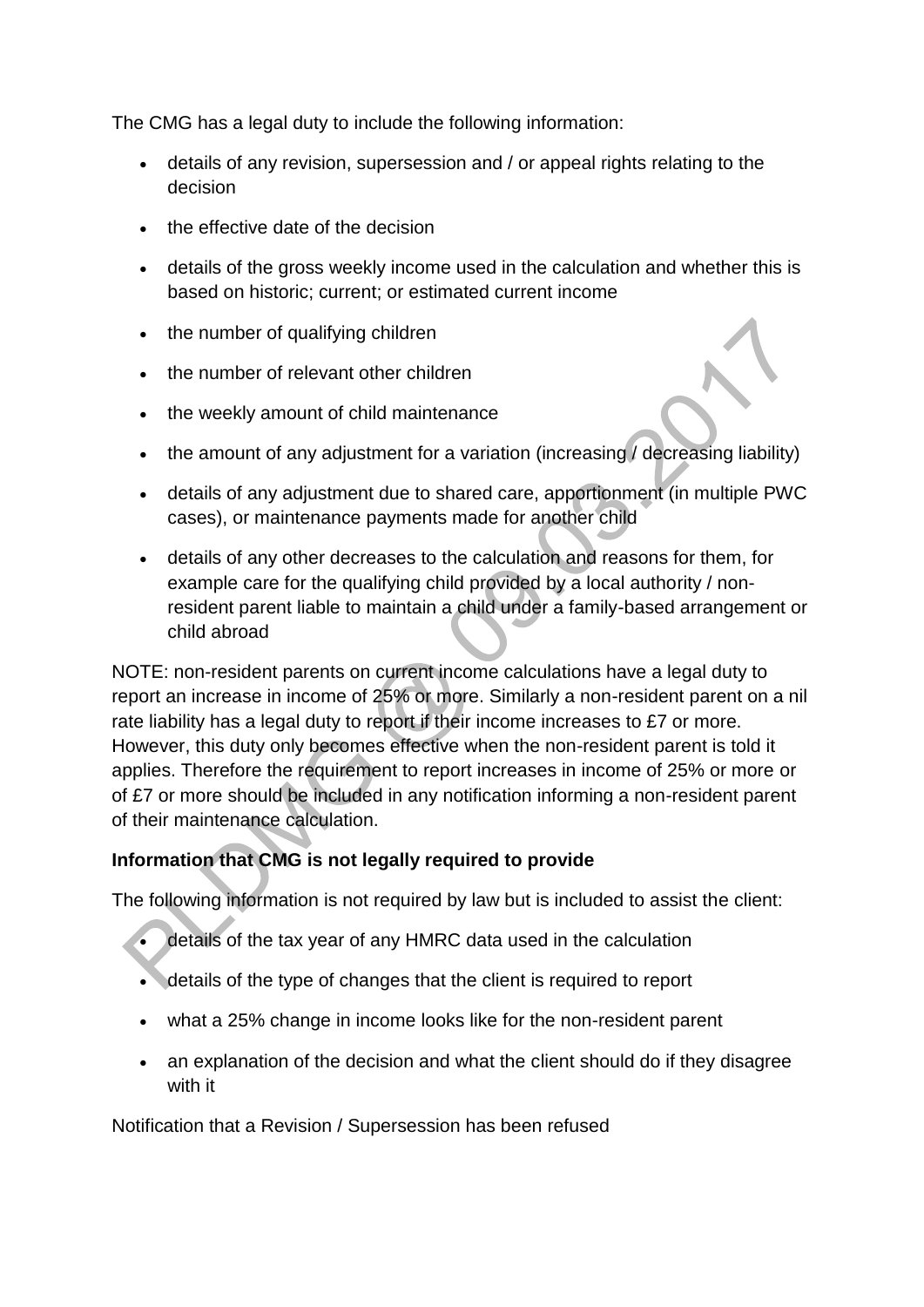The CMG has a legal duty to include the following information:

- details of any revision, supersession and / or appeal rights relating to the decision
- the effective date of the decision
- details of the gross weekly income used in the calculation and whether this is based on historic; current; or estimated current income
- the number of qualifying children
- the number of relevant other children
- the weekly amount of child maintenance
- the amount of any adjustment for a variation (increasing / decreasing liability)
- details of any adjustment due to shared care, apportionment (in multiple PWC cases), or maintenance payments made for another child
- details of any other decreases to the calculation and reasons for them, for example care for the qualifying child provided by a local authority / non-resident parent liable to maintain a child under a family-based arrangement or child abroad

NOTE: non-resident parents on current income calculations have a legal duty to report an increase in income of 25% or more. Similarly a non-resident parent on a nil rate liability has a legal duty to report if their income increases to £7 or more. However, this duty only becomes effective when the non-resident parent is told it applies. Therefore the requirement to report increases in income of 25% or more or of £7 or more should be included in any notification informing a non-resident parent of their maintenance calculation.

**Information that CMG is not legally required to provide**

The following information is not required by law but is included to assist the client:

- details of the tax year of any HMRC data used in the calculation
- details of the type of changes that the client is required to report
- what a 25% change in income looks like for the non-resident parent
- an explanation of the decision and what the client should do if they disagree with it

Notification that a Revision / Supersession has been refused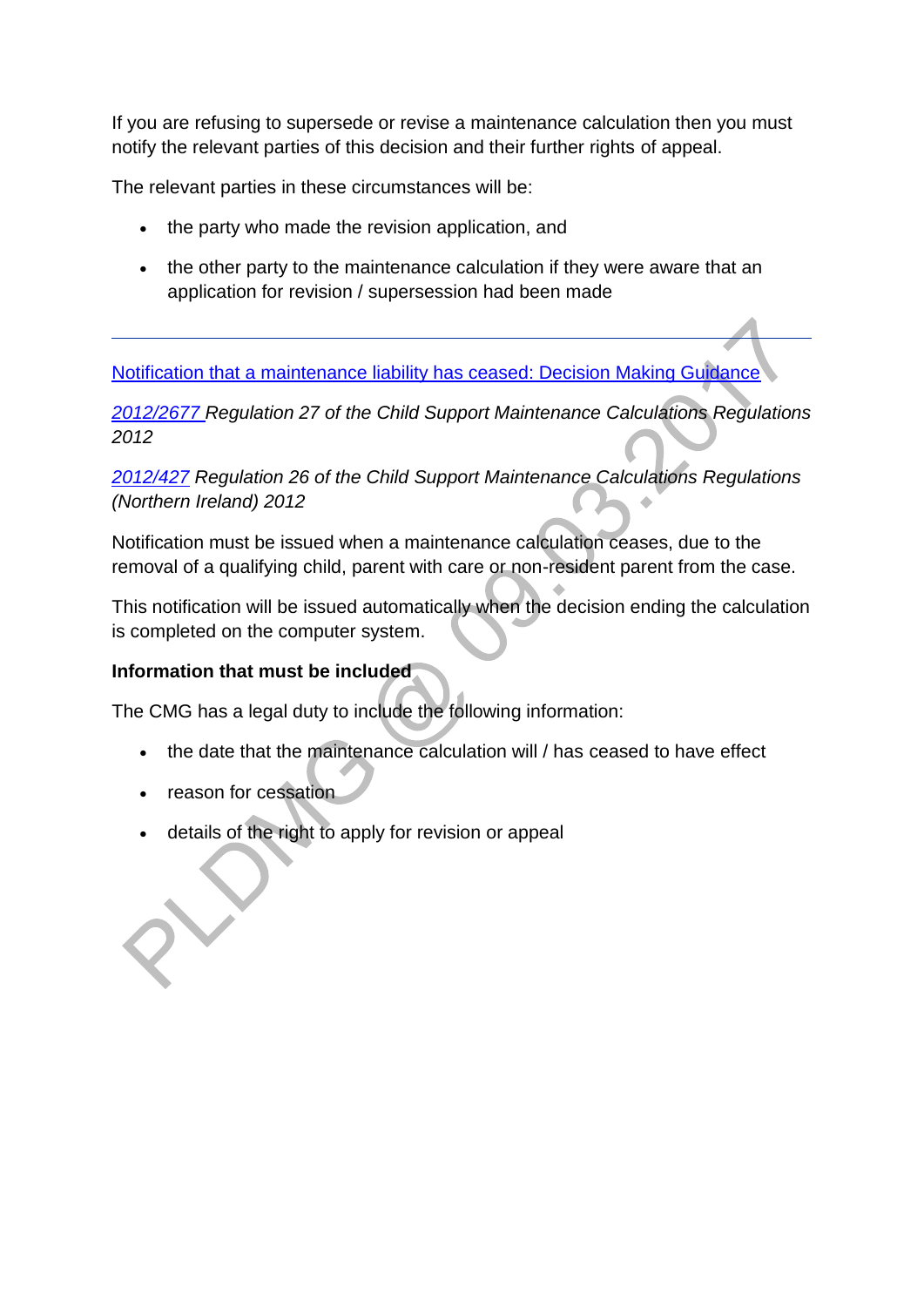If you are refusing to supersede or revise a maintenance calculation then you must notify the relevant parties of this decision and their further rights of appeal.

The relevant parties in these circumstances will be:

- the party who made the revision application, and
- the other party to the maintenance calculation if they were aware that an application for revision / supersession had been made

---

Notification that a maintenance liability has ceased: Decision Making Guidance

*2012/2677 Regulation 27 of the Child Support Maintenance Calculations Regulations 2012*

*2012/427 Regulation 26 of the Child Support Maintenance Calculations Regulations (Northern Ireland) 2012*

Notification must be issued when a maintenance calculation ceases, due to the removal of a qualifying child, parent with care or non-resident parent from the case.

This notification will be issued automatically when the decision ending the calculation is completed on the computer system.

**Information that must be included**

The CMG has a legal duty to include the following information:

- the date that the maintenance calculation will / has ceased to have effect
- reason for cessation
- details of the right to apply for revision or appeal